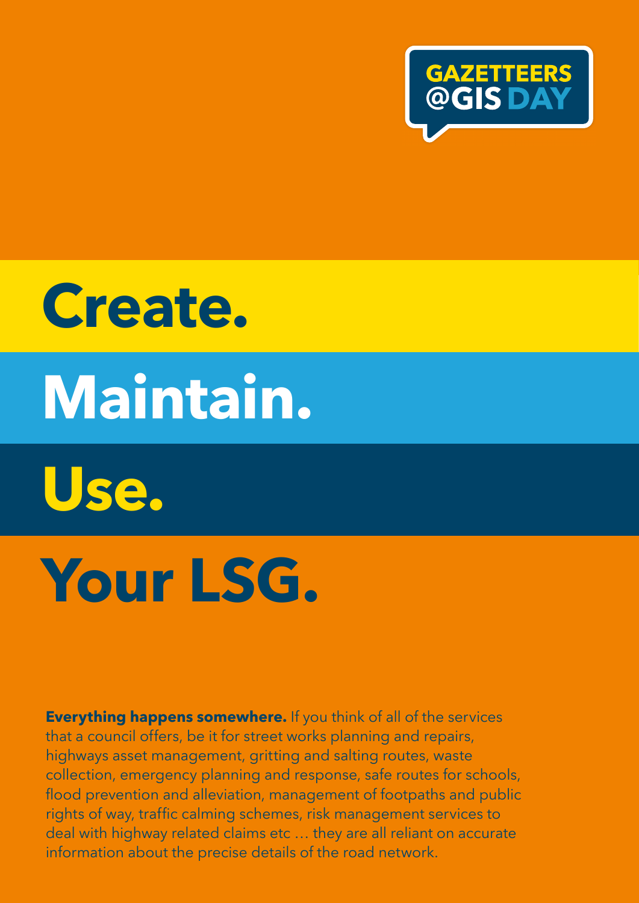GAZETTEERS @GIS DAY

# Create.

# Maintain.

# Use.

# Your LSG.

**Everything happens somewhere.** If you think of all of the services that a council offers, be it for street works planning and repairs, highways asset management, gritting and salting routes, waste collection, emergency planning and response, safe routes for schools, flood prevention and alleviation, management of footpaths and public rights of way, traffic calming schemes, risk management services to deal with highway related claims etc … they are all reliant on accurate information about the precise details of the road network.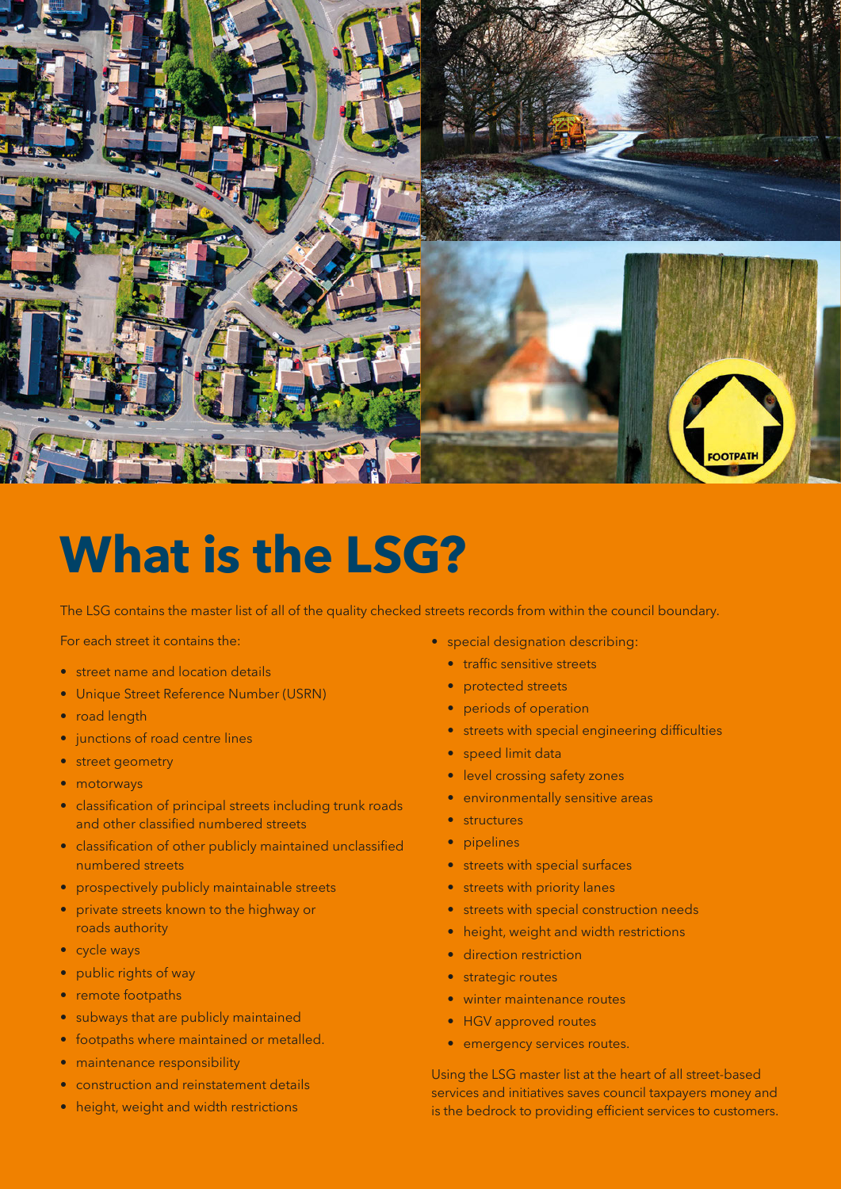# What is the LSG?

The LSG contains the master list of all of the quality checked streets records from within the council boundary.

For each street it contains the:

- street name and location details
- Unique Street Reference Number (USRN)
- road length
- junctions of road centre lines
- street geometry
- motorways
- classification of principal streets including trunk roads and other classified numbered streets
- classification of other publicly maintained unclassified numbered streets
- prospectively publicly maintainable streets
- private streets known to the highway or roads authority
- cycle ways
- public rights of way
- remote footpaths
- subways that are publicly maintained
- footpaths where maintained or metalled.
- maintenance responsibility
- construction and reinstatement details
- height, weight and width restrictions
- special designation describing:
  - traffic sensitive streets
  - protected streets
  - periods of operation
  - streets with special engineering difficulties
  - speed limit data
  - level crossing safety zones
  - environmentally sensitive areas
  - structures
  - pipelines
  - streets with special surfaces
  - streets with priority lanes
  - streets with special construction needs
  - height, weight and width restrictions
  - direction restriction
  - strategic routes
  - winter maintenance routes
  - HGV approved routes
  - emergency services routes.

Using the LSG master list at the heart of all street-based services and initiatives saves council taxpayers money and is the bedrock to providing efficient services to customers.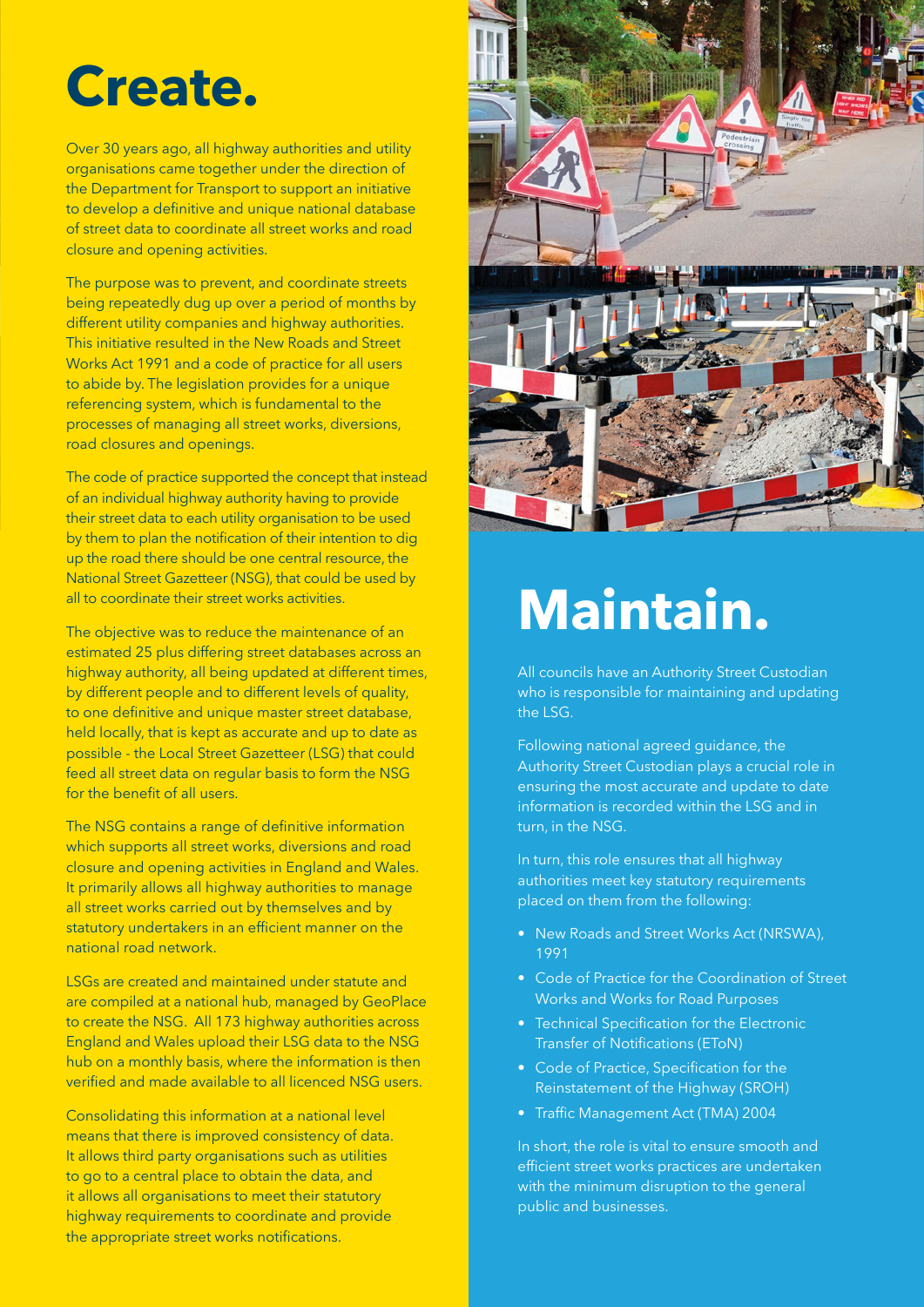# Create.

Over 30 years ago, all highway authorities and utility organisations came together under the direction of the Department for Transport to support an initiative to develop a definitive and unique national database of street data to coordinate all street works and road closure and opening activities.

The purpose was to prevent, and coordinate streets being repeatedly dug up over a period of months by different utility companies and highway authorities. This initiative resulted in the New Roads and Street Works Act 1991 and a code of practice for all users to abide by. The legislation provides for a unique referencing system, which is fundamental to the processes of managing all street works, diversions, road closures and openings.

The code of practice supported the concept that instead of an individual highway authority having to provide their street data to each utility organisation to be used by them to plan the notification of their intention to dig up the road there should be one central resource, the National Street Gazetteer (NSG), that could be used by all to coordinate their street works activities.

The objective was to reduce the maintenance of an estimated 25 plus differing street databases across an highway authority, all being updated at different times, by different people and to different levels of quality, to one definitive and unique master street database, held locally, that is kept as accurate and up to date as possible - the Local Street Gazetteer (LSG) that could feed all street data on regular basis to form the NSG for the benefit of all users.

The NSG contains a range of definitive information which supports all street works, diversions and road closure and opening activities in England and Wales. It primarily allows all highway authorities to manage all street works carried out by themselves and by statutory undertakers in an efficient manner on the national road network.

LSGs are created and maintained under statute and are compiled at a national hub, managed by GeoPlace to create the NSG. All 173 highway authorities across England and Wales upload their LSG data to the NSG hub on a monthly basis, where the information is then verified and made available to all licenced NSG users.

Consolidating this information at a national level means that there is improved consistency of data. It allows third party organisations such as utilities to go to a central place to obtain the data, and it allows all organisations to meet their statutory highway requirements to coordinate and provide the appropriate street works notifications.

# Maintain.

All councils have an Authority Street Custodian who is responsible for maintaining and updating the LSG.

Following national agreed guidance, the Authority Street Custodian plays a crucial role in ensuring the most accurate and update to date information is recorded within the LSG and in turn, in the NSG.

In turn, this role ensures that all highway authorities meet key statutory requirements placed on them from the following:

- New Roads and Street Works Act (NRSWA), 1991
- Code of Practice for the Coordination of Street Works and Works for Road Purposes
- Technical Specification for the Electronic Transfer of Notifications (EToN)
- Code of Practice, Specification for the Reinstatement of the Highway (SROH)
- Traffic Management Act (TMA) 2004

In short, the role is vital to ensure smooth and efficient street works practices are undertaken with the minimum disruption to the general public and businesses.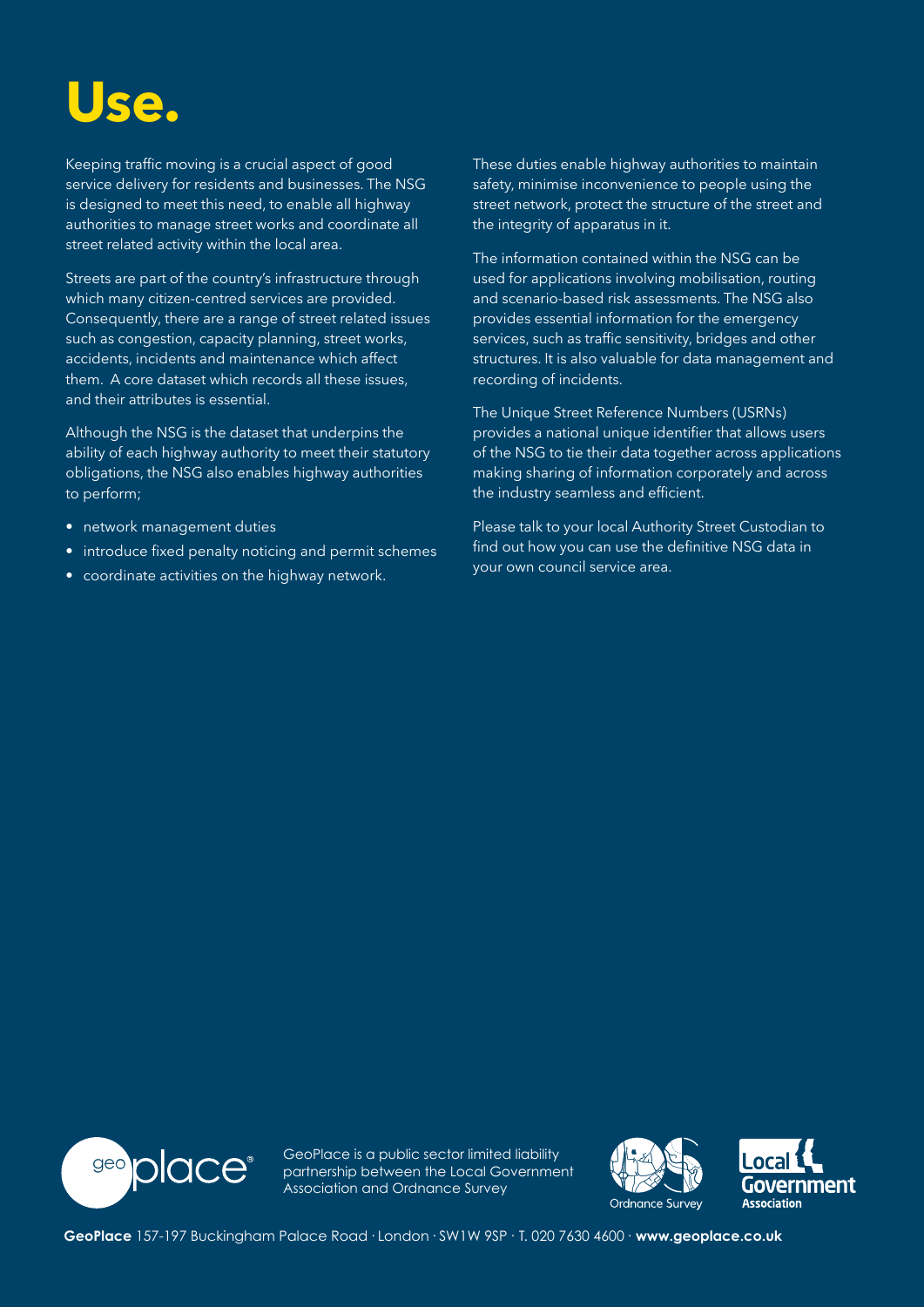# Use.

Keeping traffic moving is a crucial aspect of good service delivery for residents and businesses. The NSG is designed to meet this need, to enable all highway authorities to manage street works and coordinate all street related activity within the local area.

Streets are part of the country's infrastructure through which many citizen-centred services are provided. Consequently, there are a range of street related issues such as congestion, capacity planning, street works, accidents, incidents and maintenance which affect them. A core dataset which records all these issues, and their attributes is essential.

Although the NSG is the dataset that underpins the ability of each highway authority to meet their statutory obligations, the NSG also enables highway authorities to perform;

- network management duties
- introduce fixed penalty noticing and permit schemes
- coordinate activities on the highway network.

These duties enable highway authorities to maintain safety, minimise inconvenience to people using the street network, protect the structure of the street and the integrity of apparatus in it.

The information contained within the NSG can be used for applications involving mobilisation, routing and scenario-based risk assessments. The NSG also provides essential information for the emergency services, such as traffic sensitivity, bridges and other structures. It is also valuable for data management and recording of incidents.

The Unique Street Reference Numbers (USRNs) provides a national unique identifier that allows users of the NSG to tie their data together across applications making sharing of information corporately and across the industry seamless and efficient.

Please talk to your local Authority Street Custodian to find out how you can use the definitive NSG data in your own council service area.

geoplace®

GeoPlace is a public sector limited liability partnership between the Local Government Association and Ordnance Survey

Ordnance Survey

Local Government Association

**GeoPlace** 157-197 Buckingham Palace Road · London · SW1W 9SP · T. 020 7630 4600 · **www.geoplace.co.uk**